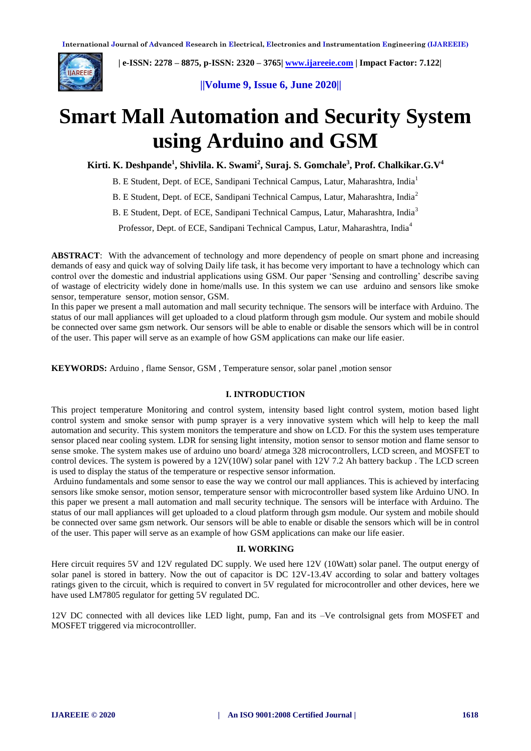# Smart Mall Automation and Security System using Arduino and GSM

**Kirti. K. Deshpande[1], Shivlila. K. Swami[2], Suraj. S. Gomchale[3], Prof. Chalkikar.G.V[4]**

B. E Student, Dept. of ECE, Sandipani Technical Campus, Latur, Maharashtra, India[1]

B. E Student, Dept. of ECE, Sandipani Technical Campus, Latur, Maharashtra, India[2]

B. E Student, Dept. of ECE, Sandipani Technical Campus, Latur, Maharashtra, India[3]

Professor, Dept. of ECE, Sandipani Technical Campus, Latur, Maharashtra, India[4]

**ABSTRACT**: With the advancement of technology and more dependency of people on smart phone and increasing demands of easy and quick way of solving Daily life task, it has become very important to have a technology which can control over the domestic and industrial applications using GSM. Our paper 'Sensing and controlling' describe saving of wastage of electricity widely done in home/malls use. In this system we can use arduino and sensors like smoke sensor, temperature sensor, motion sensor, GSM.

In this paper we present a mall automation and mall security technique. The sensors will be interface with Arduino. The status of our mall appliances will get uploaded to a cloud platform through gsm module. Our system and mobile should be connected over same gsm network. Our sensors will be able to enable or disable the sensors which will be in control of the user. This paper will serve as an example of how GSM applications can make our life easier.

**KEYWORDS:** Arduino , flame Sensor, GSM , Temperature sensor, solar panel ,motion sensor

## I. INTRODUCTION

This project temperature Monitoring and control system, intensity based light control system, motion based light control system and smoke sensor with pump sprayer is a very innovative system which will help to keep the mall automation and security. This system monitors the temperature and show on LCD. For this the system uses temperature sensor placed near cooling system. LDR for sensing light intensity, motion sensor to sensor motion and flame sensor to sense smoke. The system makes use of arduino uno board/ atmega 328 microcontrollers, LCD screen, and MOSFET to control devices. The system is powered by a 12V(10W) solar panel with 12V 7.2 Ah battery backup . The LCD screen is used to display the status of the temperature or respective sensor information.

Arduino fundamentals and some sensor to ease the way we control our mall appliances. This is achieved by interfacing sensors like smoke sensor, motion sensor, temperature sensor with microcontroller based system like Arduino UNO. In this paper we present a mall automation and mall security technique. The sensors will be interface with Arduino. The status of our mall appliances will get uploaded to a cloud platform through gsm module. Our system and mobile should be connected over same gsm network. Our sensors will be able to enable or disable the sensors which will be in control of the user. This paper will serve as an example of how GSM applications can make our life easier.

## II. WORKING

Here circuit requires 5V and 12V regulated DC supply. We used here 12V (10Watt) solar panel. The output energy of solar panel is stored in battery. Now the out of capacitor is DC 12V-13.4V according to solar and battery voltages ratings given to the circuit, which is required to convert in 5V regulated for microcontroller and other devices, here we have used LM7805 regulator for getting 5V regulated DC.

12V DC connected with all devices like LED light, pump, Fan and its –Ve controlsignal gets from MOSFET and MOSFET triggered via microcontrolller.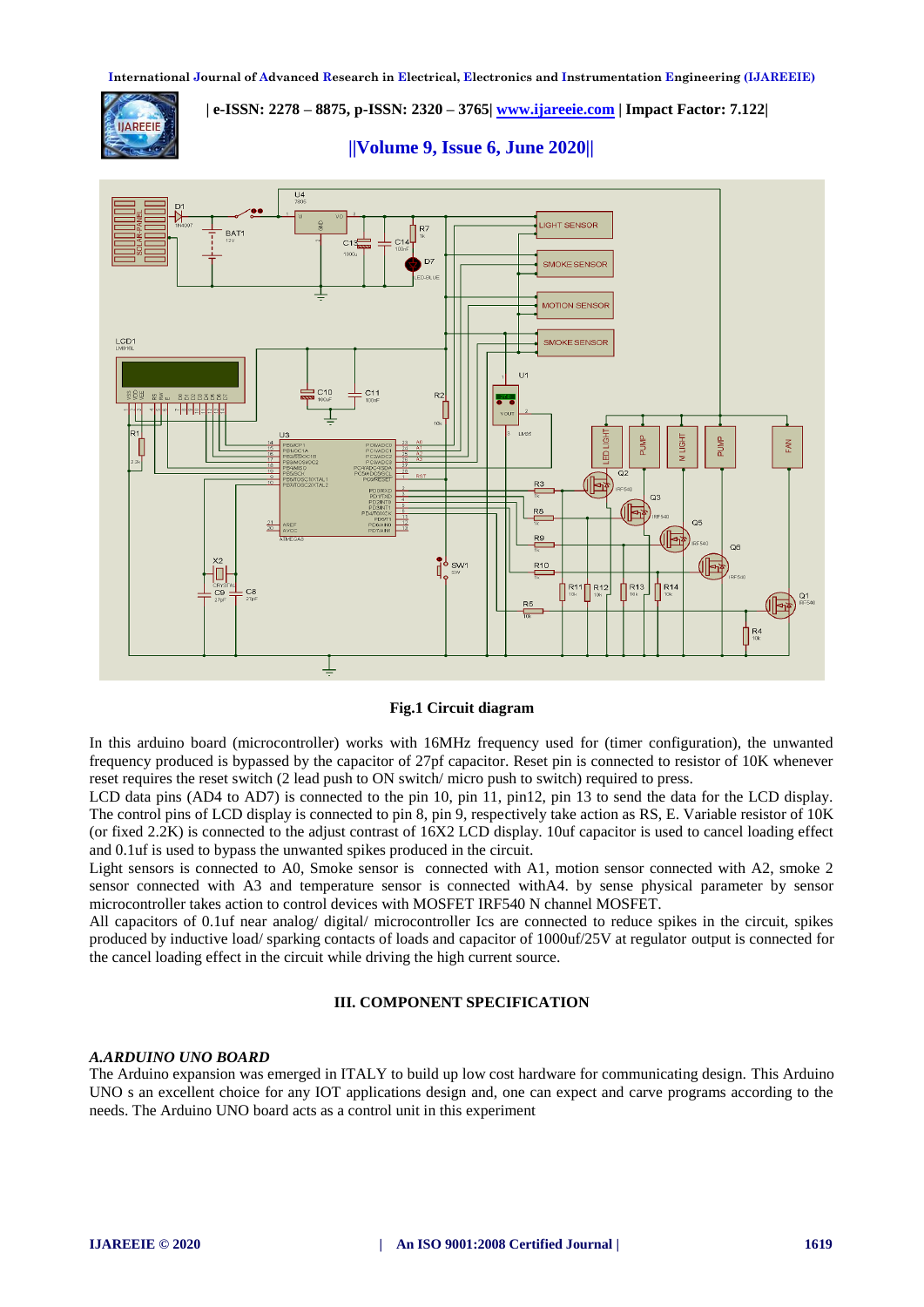Fig.1 Circuit diagram

In this arduino board (microcontroller) works with 16MHz frequency used for (timer configuration), the unwanted frequency produced is bypassed by the capacitor of 27pf capacitor. Reset pin is connected to resistor of 10K whenever reset requires the reset switch (2 lead push to ON switch/ micro push to switch) required to press.
LCD data pins (AD4 to AD7) is connected to the pin 10, pin 11, pin12, pin 13 to send the data for the LCD display. The control pins of LCD display is connected to pin 8, pin 9, respectively take action as RS, E. Variable resistor of 10K (or fixed 2.2K) is connected to the adjust contrast of 16X2 LCD display. 10uf capacitor is used to cancel loading effect and 0.1uf is used to bypass the unwanted spikes produced in the circuit.
Light sensors is connected to A0, Smoke sensor is connected with A1, motion sensor connected with A2, smoke 2 sensor connected with A3 and temperature sensor is connected withA4. by sense physical parameter by sensor microcontroller takes action to control devices with MOSFET IRF540 N channel MOSFET.
All capacitors of 0.1uf near analog/ digital/ microcontroller Ics are connected to reduce spikes in the circuit, spikes produced by inductive load/ sparking contacts of loads and capacitor of 1000uf/25V at regulator output is connected for the cancel loading effect in the circuit while driving the high current source.

## III. COMPONENT SPECIFICATION

### *A.ARDUINO UNO BOARD*

The Arduino expansion was emerged in ITALY to build up low cost hardware for communicating design. This Arduino UNO s an excellent choice for any IOT applications design and, one can expect and carve programs according to the needs. The Arduino UNO board acts as a control unit in this experiment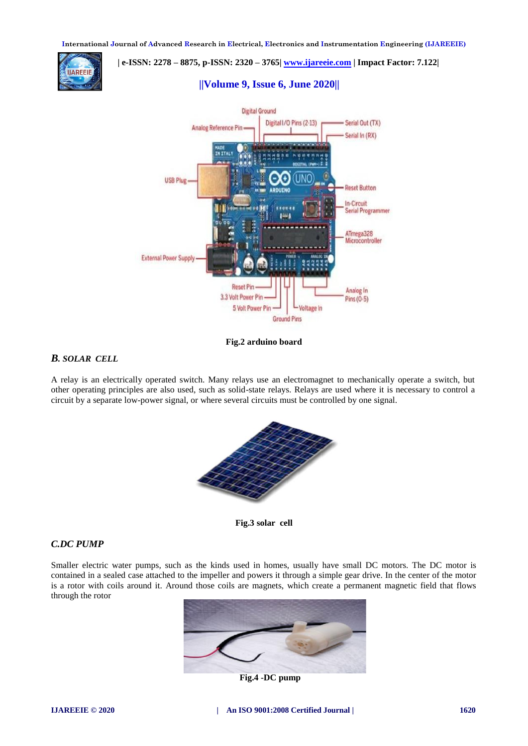Fig.2 arduino board

### *B. SOLAR CELL*

A relay is an electrically operated switch. Many relays use an electromagnet to mechanically operate a switch, but other operating principles are also used, such as solid-state relays. Relays are used where it is necessary to control a circuit by a separate low-power signal, or where several circuits must be controlled by one signal.

Fig.3 solar cell

### *C.DC PUMP*

Smaller electric water pumps, such as the kinds used in homes, usually have small DC motors. The DC motor is contained in a sealed case attached to the impeller and powers it through a simple gear drive. In the center of the motor is a rotor with coils around it. Around those coils are magnets, which create a permanent magnetic field that flows through the rotor

Fig.4 -DC pump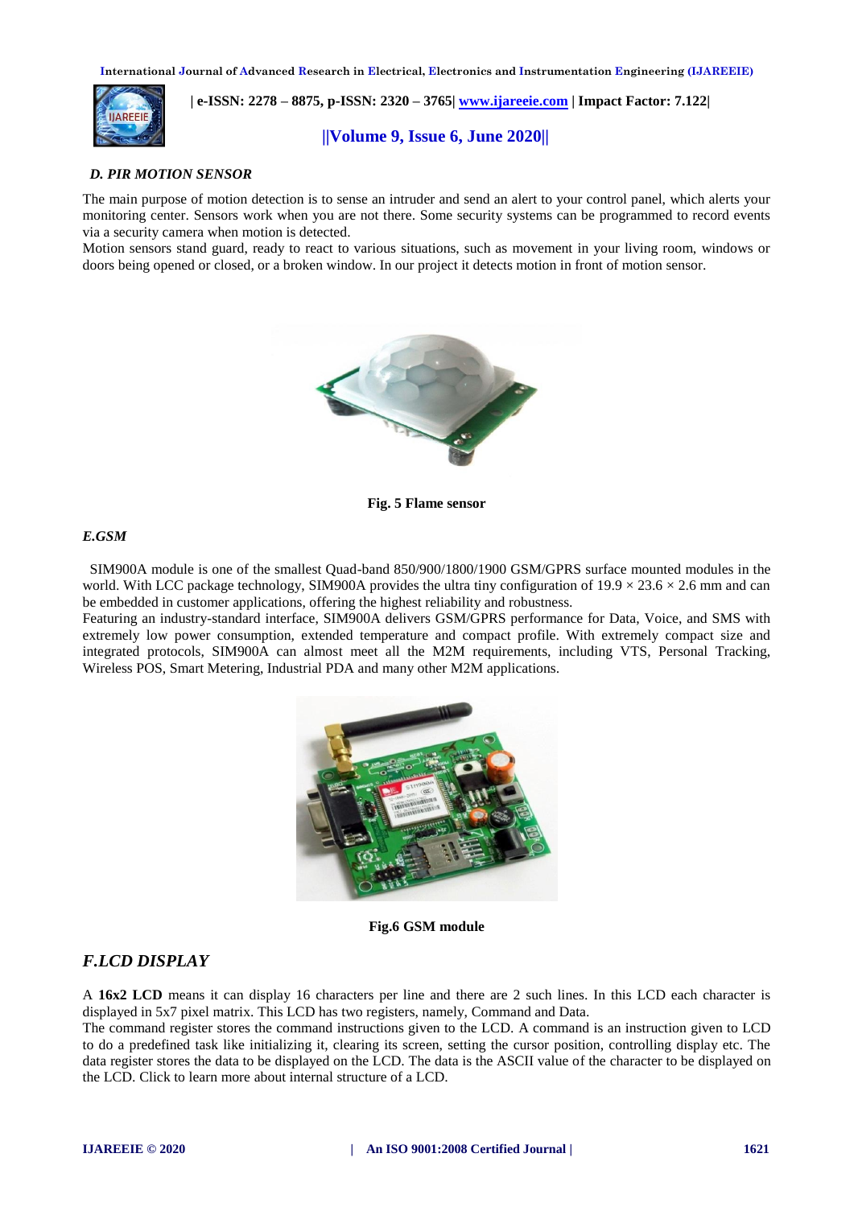### *D. PIR MOTION SENSOR*

The main purpose of motion detection is to sense an intruder and send an alert to your control panel, which alerts your monitoring center. Sensors work when you are not there. Some security systems can be programmed to record events via a security camera when motion is detected.

Motion sensors stand guard, ready to react to various situations, such as movement in your living room, windows or doors being opened or closed, or a broken window. In our project it detects motion in front of motion sensor.

**Fig. 5 Flame sensor**

### *E.GSM*

SIM900A module is one of the smallest Quad-band 850/900/1800/1900 GSM/GPRS surface mounted modules in the world. With LCC package technology, SIM900A provides the ultra tiny configuration of 19.9 × 23.6 × 2.6 mm and can be embedded in customer applications, offering the highest reliability and robustness.

Featuring an industry-standard interface, SIM900A delivers GSM/GPRS performance for Data, Voice, and SMS with extremely low power consumption, extended temperature and compact profile. With extremely compact size and integrated protocols, SIM900A can almost meet all the M2M requirements, including VTS, Personal Tracking, Wireless POS, Smart Metering, Industrial PDA and many other M2M applications.

**Fig.6 GSM module**

## *F.LCD DISPLAY*

A **16x2 LCD** means it can display 16 characters per line and there are 2 such lines. In this LCD each character is displayed in 5x7 pixel matrix. This LCD has two registers, namely, Command and Data.

The command register stores the command instructions given to the LCD. A command is an instruction given to LCD to do a predefined task like initializing it, clearing its screen, setting the cursor position, controlling display etc. The data register stores the data to be displayed on the LCD. The data is the ASCII value of the character to be displayed on the LCD. Click to learn more about internal structure of a LCD.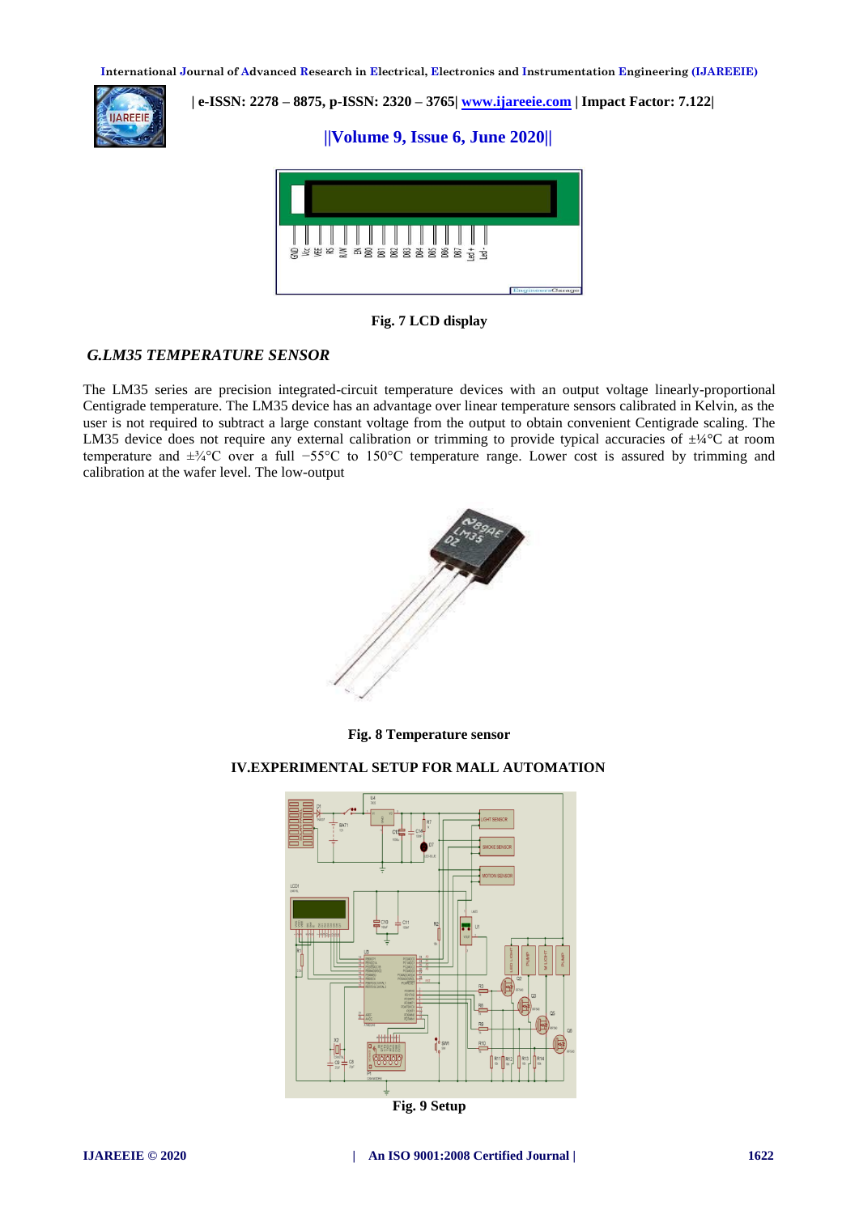Fig. 7 LCD display

### G.LM35 TEMPERATURE SENSOR

The LM35 series are precision integrated-circuit temperature devices with an output voltage linearly-proportional Centigrade temperature. The LM35 device has an advantage over linear temperature sensors calibrated in Kelvin, as the user is not required to subtract a large constant voltage from the output to obtain convenient Centigrade scaling. The LM35 device does not require any external calibration or trimming to provide typical accuracies of ±¼°C at room temperature and ±¾°C over a full −55°C to 150°C temperature range. Lower cost is assured by trimming and calibration at the wafer level. The low-output

Fig. 8 Temperature sensor

## IV.EXPERIMENTAL SETUP FOR MALL AUTOMATION

Fig. 9 Setup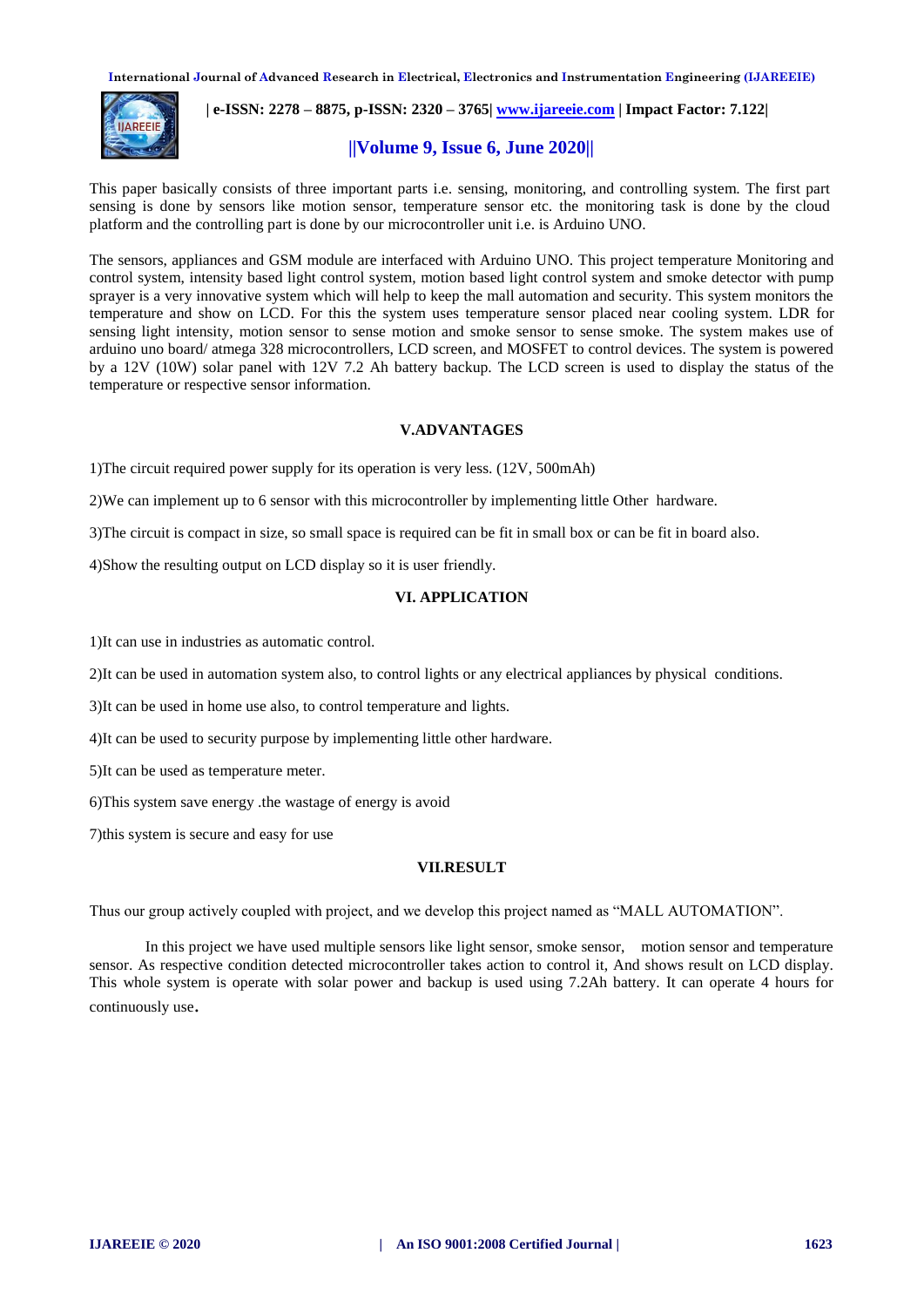This paper basically consists of three important parts i.e. sensing, monitoring, and controlling system. The first part sensing is done by sensors like motion sensor, temperature sensor etc. the monitoring task is done by the cloud platform and the controlling part is done by our microcontroller unit i.e. is Arduino UNO.

The sensors, appliances and GSM module are interfaced with Arduino UNO. This project temperature Monitoring and control system, intensity based light control system, motion based light control system and smoke detector with pump sprayer is a very innovative system which will help to keep the mall automation and security. This system monitors the temperature and show on LCD. For this the system uses temperature sensor placed near cooling system. LDR for sensing light intensity, motion sensor to sense motion and smoke sensor to sense smoke. The system makes use of arduino uno board/ atmega 328 microcontrollers, LCD screen, and MOSFET to control devices. The system is powered by a 12V (10W) solar panel with 12V 7.2 Ah battery backup. The LCD screen is used to display the status of the temperature or respective sensor information.

## V.ADVANTAGES

1)The circuit required power supply for its operation is very less. (12V, 500mAh)

2)We can implement up to 6 sensor with this microcontroller by implementing little Other hardware.

3)The circuit is compact in size, so small space is required can be fit in small box or can be fit in board also.

4)Show the resulting output on LCD display so it is user friendly.

## VI. APPLICATION

1)It can use in industries as automatic control.

2)It can be used in automation system also, to control lights or any electrical appliances by physical conditions.

3)It can be used in home use also, to control temperature and lights.

4)It can be used to security purpose by implementing little other hardware.

5)It can be used as temperature meter.

6)This system save energy .the wastage of energy is avoid

7)this system is secure and easy for use

## VII.RESULT

Thus our group actively coupled with project, and we develop this project named as "MALL AUTOMATION".

In this project we have used multiple sensors like light sensor, smoke sensor, motion sensor and temperature sensor. As respective condition detected microcontroller takes action to control it, And shows result on LCD display. This whole system is operate with solar power and backup is used using 7.2Ah battery. It can operate 4 hours for continuously use.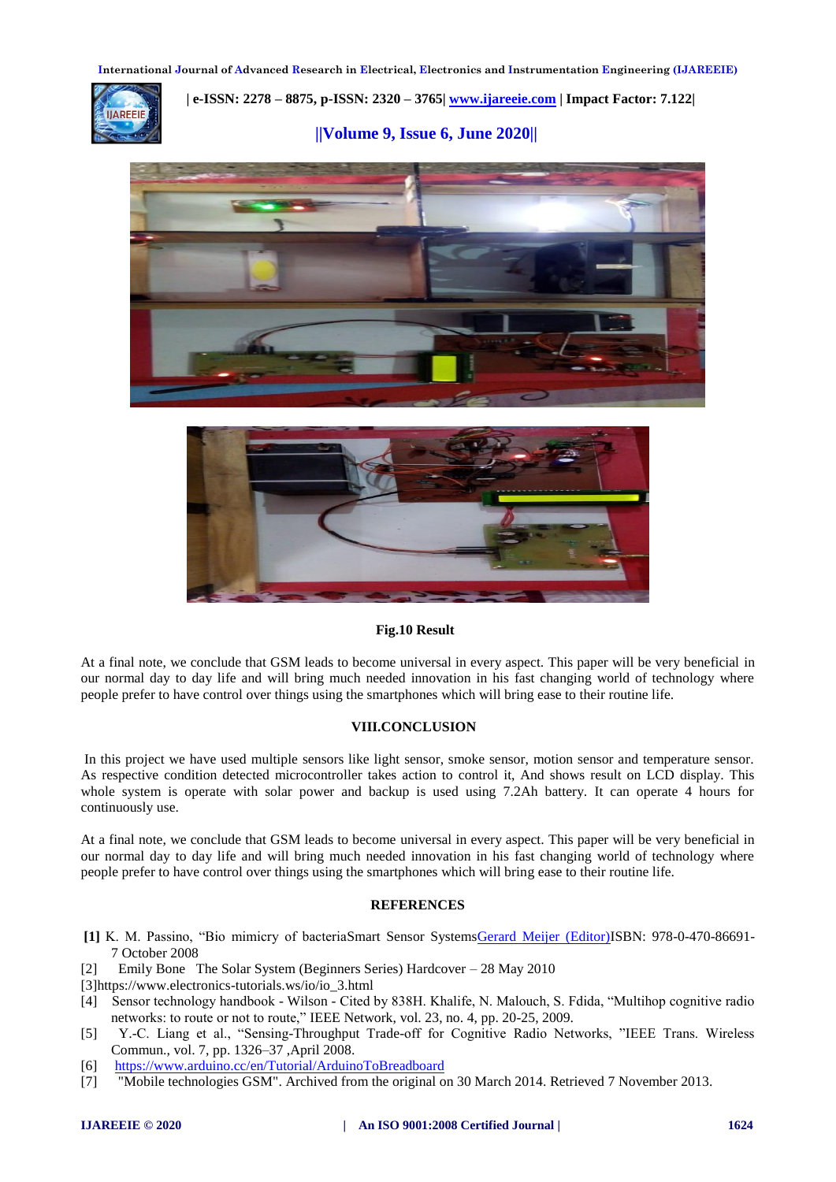Fig.10 Result

At a final note, we conclude that GSM leads to become universal in every aspect. This paper will be very beneficial in our normal day to day life and will bring much needed innovation in his fast changing world of technology where people prefer to have control over things using the smartphones which will bring ease to their routine life.

## VIII.CONCLUSION

In this project we have used multiple sensors like light sensor, smoke sensor, motion sensor and temperature sensor. As respective condition detected microcontroller takes action to control it, And shows result on LCD display. This whole system is operate with solar power and backup is used using 7.2Ah battery. It can operate 4 hours for continuously use.

At a final note, we conclude that GSM leads to become universal in every aspect. This paper will be very beneficial in our normal day to day life and will bring much needed innovation in his fast changing world of technology where people prefer to have control over things using the smartphones which will bring ease to their routine life.

## REFERENCES

**[1]** K. M. Passino, "Bio mimicry of bacteriaSmart Sensor SystemsGerard Meijer (Editor)ISBN: 978-0-470-86691-7 October 2008

[2] Emily Bone The Solar System (Beginners Series) Hardcover – 28 May 2010

[3]https://www.electronics-tutorials.ws/io/io_3.html

[4] Sensor technology handbook - Wilson - Cited by 838H. Khalife, N. Malouch, S. Fdida, "Multihop cognitive radio networks: to route or not to route," IEEE Network, vol. 23, no. 4, pp. 20-25, 2009.

[5] Y.-C. Liang et al., "Sensing-Throughput Trade-off for Cognitive Radio Networks, "IEEE Trans. Wireless Commun., vol. 7, pp. 1326–37 ,April 2008.

[6] https://www.arduino.cc/en/Tutorial/ArduinoToBreadboard

[7] "Mobile technologies GSM". Archived from the original on 30 March 2014. Retrieved 7 November 2013.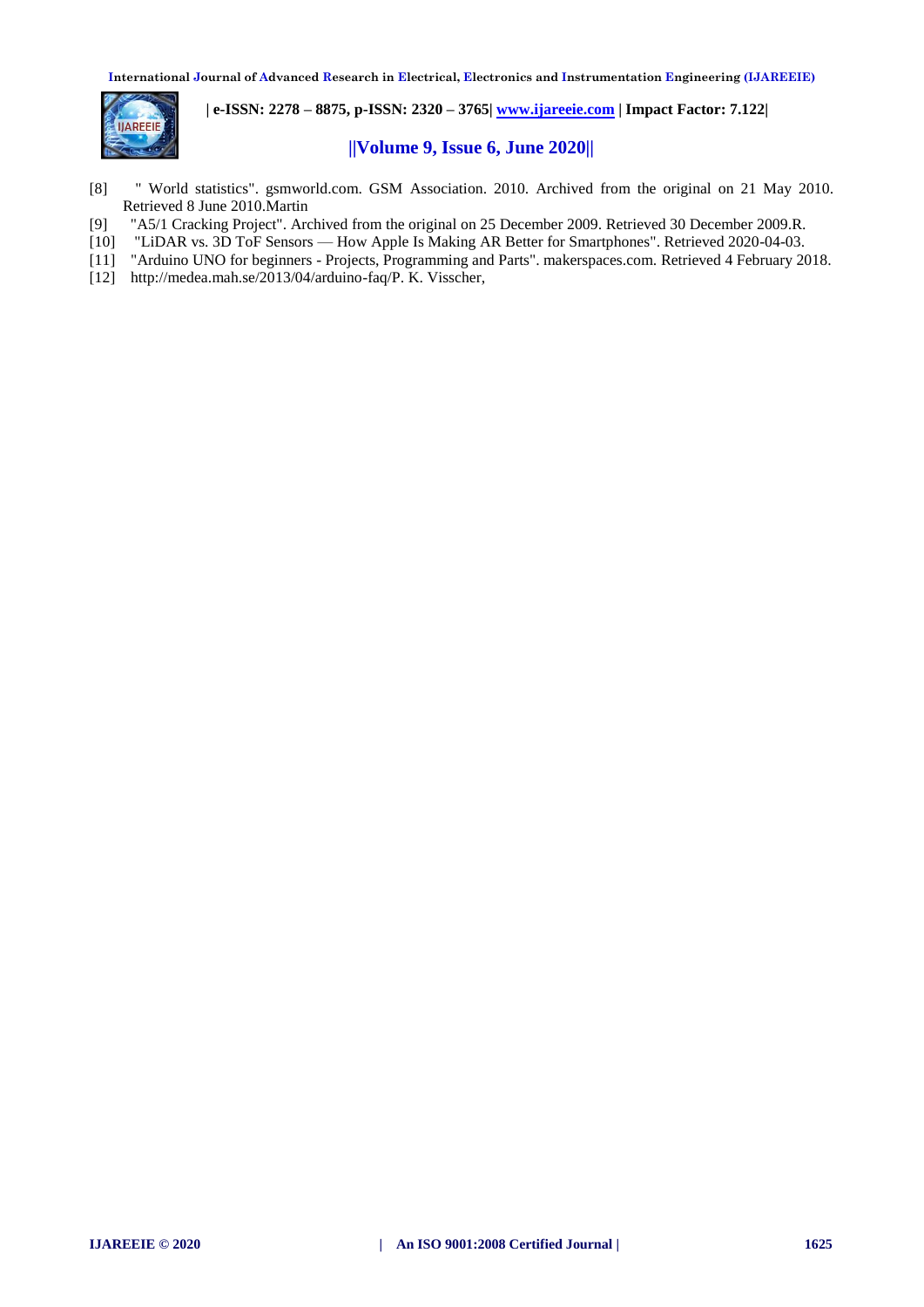[8] " World statistics". gsmworld.com. GSM Association. 2010. Archived from the original on 21 May 2010. Retrieved 8 June 2010.Martin

[9] "A5/1 Cracking Project". Archived from the original on 25 December 2009. Retrieved 30 December 2009.R.

[10] "LiDAR vs. 3D ToF Sensors — How Apple Is Making AR Better for Smartphones". Retrieved 2020-04-03.

[11] "Arduino UNO for beginners - Projects, Programming and Parts". makerspaces.com. Retrieved 4 February 2018.

[12] http://medea.mah.se/2013/04/arduino-faq/P. K. Visscher,